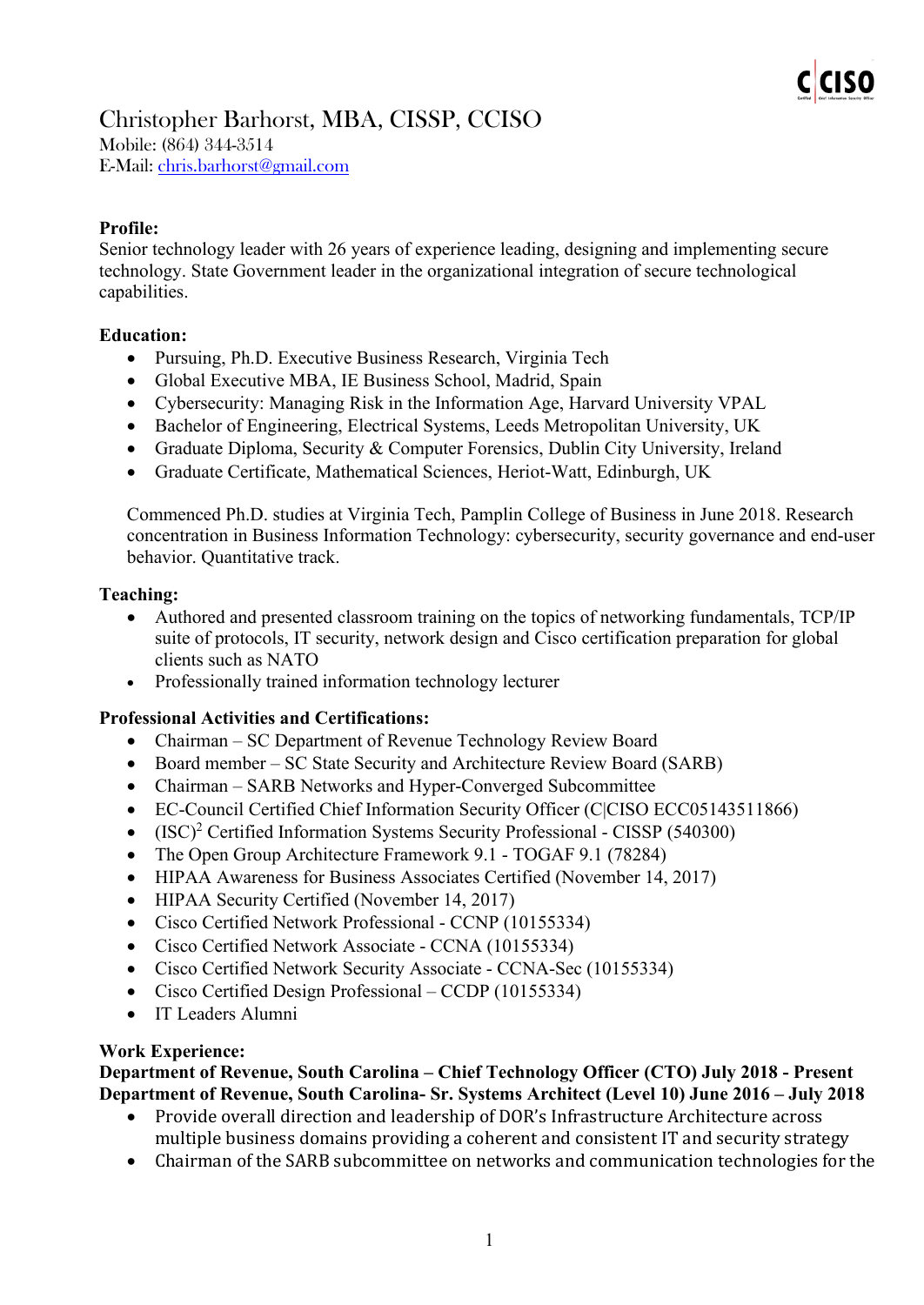# Christopher Barhorst, MBA, CISSP, CCISO

Mobile: (864) 344-3514
E-Mail: chris.barhorst@gmail.com

**Profile:**
Senior technology leader with 26 years of experience leading, designing and implementing secure technology. State Government leader in the organizational integration of secure technological capabilities.

**Education:**

- Pursuing, Ph.D. Executive Business Research, Virginia Tech
- Global Executive MBA, IE Business School, Madrid, Spain
- Cybersecurity: Managing Risk in the Information Age, Harvard University VPAL
- Bachelor of Engineering, Electrical Systems, Leeds Metropolitan University, UK
- Graduate Diploma, Security & Computer Forensics, Dublin City University, Ireland
- Graduate Certificate, Mathematical Sciences, Heriot-Watt, Edinburgh, UK

Commenced Ph.D. studies at Virginia Tech, Pamplin College of Business in June 2018. Research concentration in Business Information Technology: cybersecurity, security governance and end-user behavior. Quantitative track.

**Teaching:**

- Authored and presented classroom training on the topics of networking fundamentals, TCP/IP suite of protocols, IT security, network design and Cisco certification preparation for global clients such as NATO
- Professionally trained information technology lecturer

**Professional Activities and Certifications:**

- Chairman – SC Department of Revenue Technology Review Board
- Board member – SC State Security and Architecture Review Board (SARB)
- Chairman – SARB Networks and Hyper-Converged Subcommittee
- EC-Council Certified Chief Information Security Officer (C|CISO ECC05143511866)
- (ISC)$^2$ Certified Information Systems Security Professional - CISSP (540300)
- The Open Group Architecture Framework 9.1 - TOGAF 9.1 (78284)
- HIPAA Awareness for Business Associates Certified (November 14, 2017)
- HIPAA Security Certified (November 14, 2017)
- Cisco Certified Network Professional - CCNP (10155334)
- Cisco Certified Network Associate - CCNA (10155334)
- Cisco Certified Network Security Associate - CCNA-Sec (10155334)
- Cisco Certified Design Professional – CCDP (10155334)
- IT Leaders Alumni

**Work Experience:**

**Department of Revenue, South Carolina – Chief Technology Officer (CTO) July 2018 - Present**
**Department of Revenue, South Carolina- Sr. Systems Architect (Level 10) June 2016 – July 2018**

- Provide overall direction and leadership of DOR's Infrastructure Architecture across multiple business domains providing a coherent and consistent IT and security strategy
- Chairman of the SARB subcommittee on networks and communication technologies for the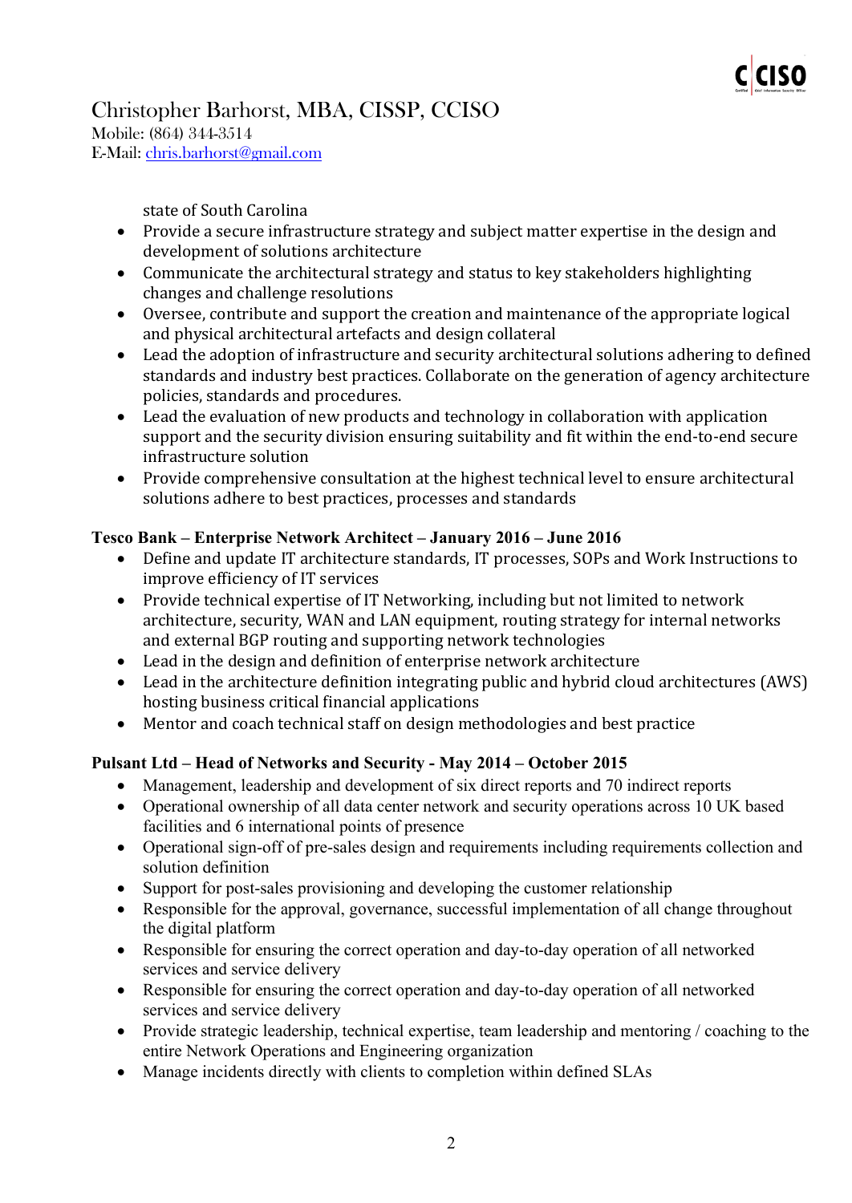Christopher Barhorst, MBA, CISSP, CCISO
Mobile: (864) 344-3514
E-Mail: chris.barhorst@gmail.com

state of South Carolina

- Provide a secure infrastructure strategy and subject matter expertise in the design and development of solutions architecture
- Communicate the architectural strategy and status to key stakeholders highlighting changes and challenge resolutions
- Oversee, contribute and support the creation and maintenance of the appropriate logical and physical architectural artefacts and design collateral
- Lead the adoption of infrastructure and security architectural solutions adhering to defined standards and industry best practices. Collaborate on the generation of agency architecture policies, standards and procedures.
- Lead the evaluation of new products and technology in collaboration with application support and the security division ensuring suitability and fit within the end-to-end secure infrastructure solution
- Provide comprehensive consultation at the highest technical level to ensure architectural solutions adhere to best practices, processes and standards

**Tesco Bank – Enterprise Network Architect – January 2016 – June 2016**

- Define and update IT architecture standards, IT processes, SOPs and Work Instructions to improve efficiency of IT services
- Provide technical expertise of IT Networking, including but not limited to network architecture, security, WAN and LAN equipment, routing strategy for internal networks and external BGP routing and supporting network technologies
- Lead in the design and definition of enterprise network architecture
- Lead in the architecture definition integrating public and hybrid cloud architectures (AWS) hosting business critical financial applications
- Mentor and coach technical staff on design methodologies and best practice

**Pulsant Ltd – Head of Networks and Security - May 2014 – October 2015**

- Management, leadership and development of six direct reports and 70 indirect reports
- Operational ownership of all data center network and security operations across 10 UK based facilities and 6 international points of presence
- Operational sign-off of pre-sales design and requirements including requirements collection and solution definition
- Support for post-sales provisioning and developing the customer relationship
- Responsible for the approval, governance, successful implementation of all change throughout the digital platform
- Responsible for ensuring the correct operation and day-to-day operation of all networked services and service delivery
- Responsible for ensuring the correct operation and day-to-day operation of all networked services and service delivery
- Provide strategic leadership, technical expertise, team leadership and mentoring / coaching to the entire Network Operations and Engineering organization
- Manage incidents directly with clients to completion within defined SLAs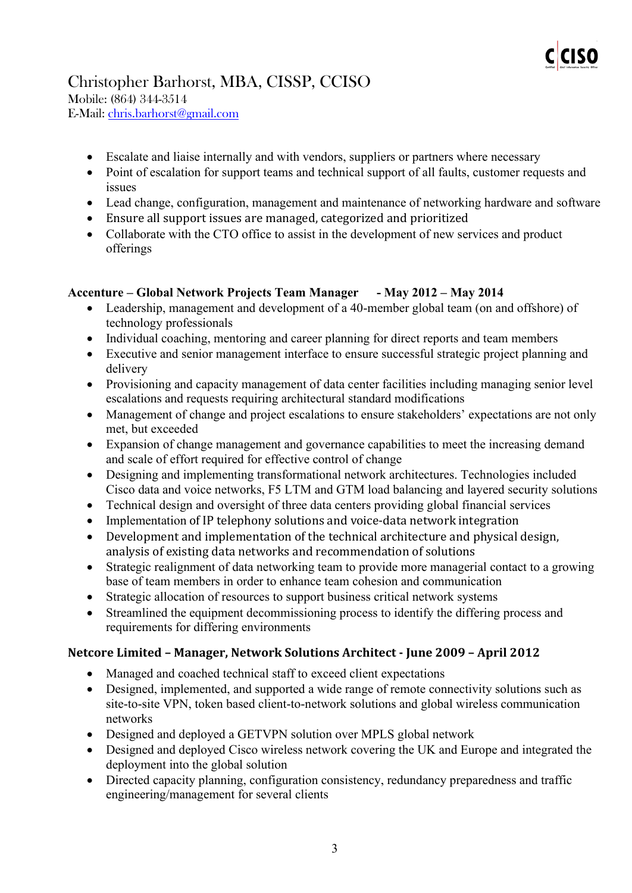Christopher Barhorst, MBA, CISSP, CCISO
Mobile: (864) 344-3514
E-Mail: chris.barhorst@gmail.com

- Escalate and liaise internally and with vendors, suppliers or partners where necessary
- Point of escalation for support teams and technical support of all faults, customer requests and issues
- Lead change, configuration, management and maintenance of networking hardware and software
- Ensure all support issues are managed, categorized and prioritized
- Collaborate with the CTO office to assist in the development of new services and product offerings

**Accenture – Global Network Projects Team Manager - May 2012 – May 2014**

- Leadership, management and development of a 40-member global team (on and offshore) of technology professionals
- Individual coaching, mentoring and career planning for direct reports and team members
- Executive and senior management interface to ensure successful strategic project planning and delivery
- Provisioning and capacity management of data center facilities including managing senior level escalations and requests requiring architectural standard modifications
- Management of change and project escalations to ensure stakeholders' expectations are not only met, but exceeded
- Expansion of change management and governance capabilities to meet the increasing demand and scale of effort required for effective control of change
- Designing and implementing transformational network architectures. Technologies included Cisco data and voice networks, F5 LTM and GTM load balancing and layered security solutions
- Technical design and oversight of three data centers providing global financial services
- Implementation of IP telephony solutions and voice-data network integration
- Development and implementation of the technical architecture and physical design, analysis of existing data networks and recommendation of solutions
- Strategic realignment of data networking team to provide more managerial contact to a growing base of team members in order to enhance team cohesion and communication
- Strategic allocation of resources to support business critical network systems
- Streamlined the equipment decommissioning process to identify the differing process and requirements for differing environments

**Netcore Limited – Manager, Network Solutions Architect - June 2009 – April 2012**

- Managed and coached technical staff to exceed client expectations
- Designed, implemented, and supported a wide range of remote connectivity solutions such as site-to-site VPN, token based client-to-network solutions and global wireless communication networks
- Designed and deployed a GETVPN solution over MPLS global network
- Designed and deployed Cisco wireless network covering the UK and Europe and integrated the deployment into the global solution
- Directed capacity planning, configuration consistency, redundancy preparedness and traffic engineering/management for several clients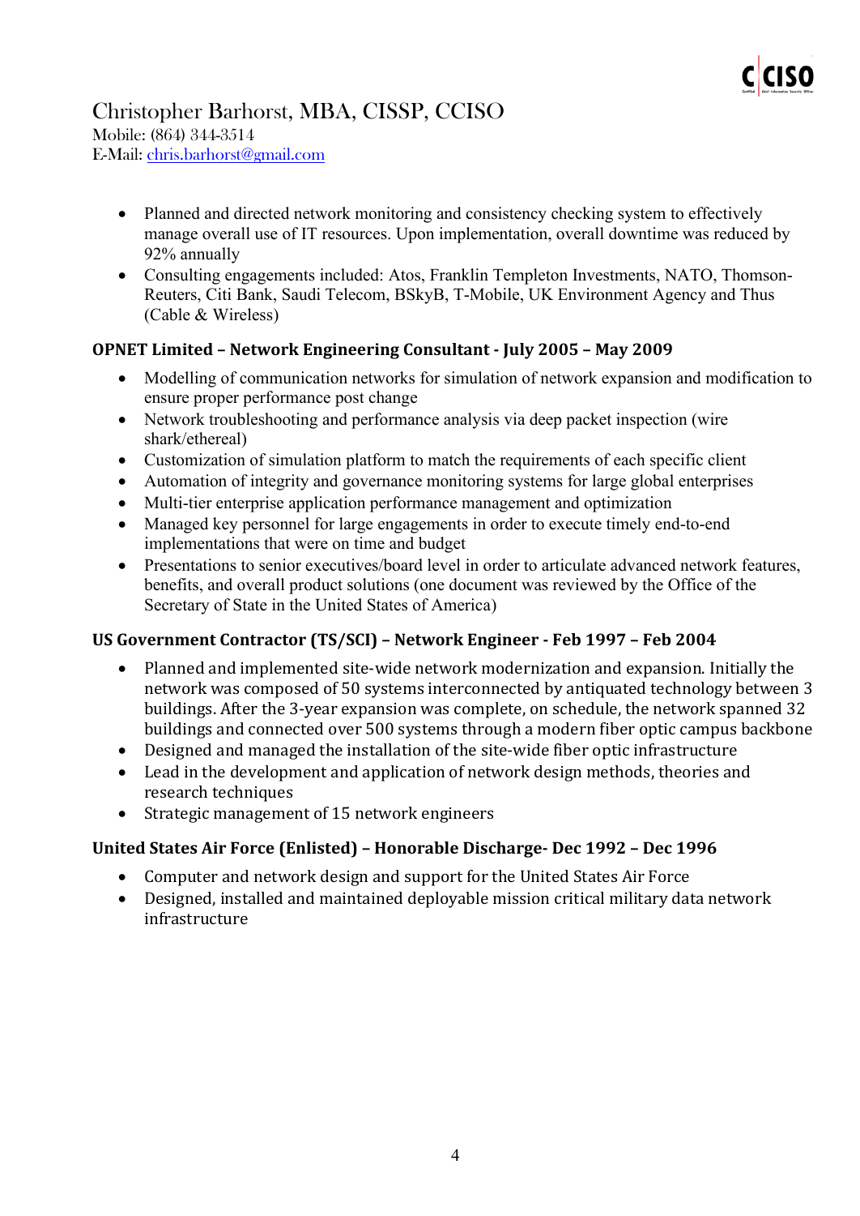Christopher Barhorst, MBA, CISSP, CCISO
Mobile: (864) 344-3514
E-Mail: chris.barhorst@gmail.com

- Planned and directed network monitoring and consistency checking system to effectively manage overall use of IT resources. Upon implementation, overall downtime was reduced by 92% annually
- Consulting engagements included: Atos, Franklin Templeton Investments, NATO, Thomson-Reuters, Citi Bank, Saudi Telecom, BSkyB, T-Mobile, UK Environment Agency and Thus (Cable & Wireless)

**OPNET Limited – Network Engineering Consultant - July 2005 – May 2009**

- Modelling of communication networks for simulation of network expansion and modification to ensure proper performance post change
- Network troubleshooting and performance analysis via deep packet inspection (wire shark/ethereal)
- Customization of simulation platform to match the requirements of each specific client
- Automation of integrity and governance monitoring systems for large global enterprises
- Multi-tier enterprise application performance management and optimization
- Managed key personnel for large engagements in order to execute timely end-to-end implementations that were on time and budget
- Presentations to senior executives/board level in order to articulate advanced network features, benefits, and overall product solutions (one document was reviewed by the Office of the Secretary of State in the United States of America)

**US Government Contractor (TS/SCI) – Network Engineer - Feb 1997 – Feb 2004**

- Planned and implemented site-wide network modernization and expansion. Initially the network was composed of 50 systems interconnected by antiquated technology between 3 buildings. After the 3-year expansion was complete, on schedule, the network spanned 32 buildings and connected over 500 systems through a modern fiber optic campus backbone
- Designed and managed the installation of the site-wide fiber optic infrastructure
- Lead in the development and application of network design methods, theories and research techniques
- Strategic management of 15 network engineers

**United States Air Force (Enlisted) – Honorable Discharge- Dec 1992 – Dec 1996**

- Computer and network design and support for the United States Air Force
- Designed, installed and maintained deployable mission critical military data network infrastructure